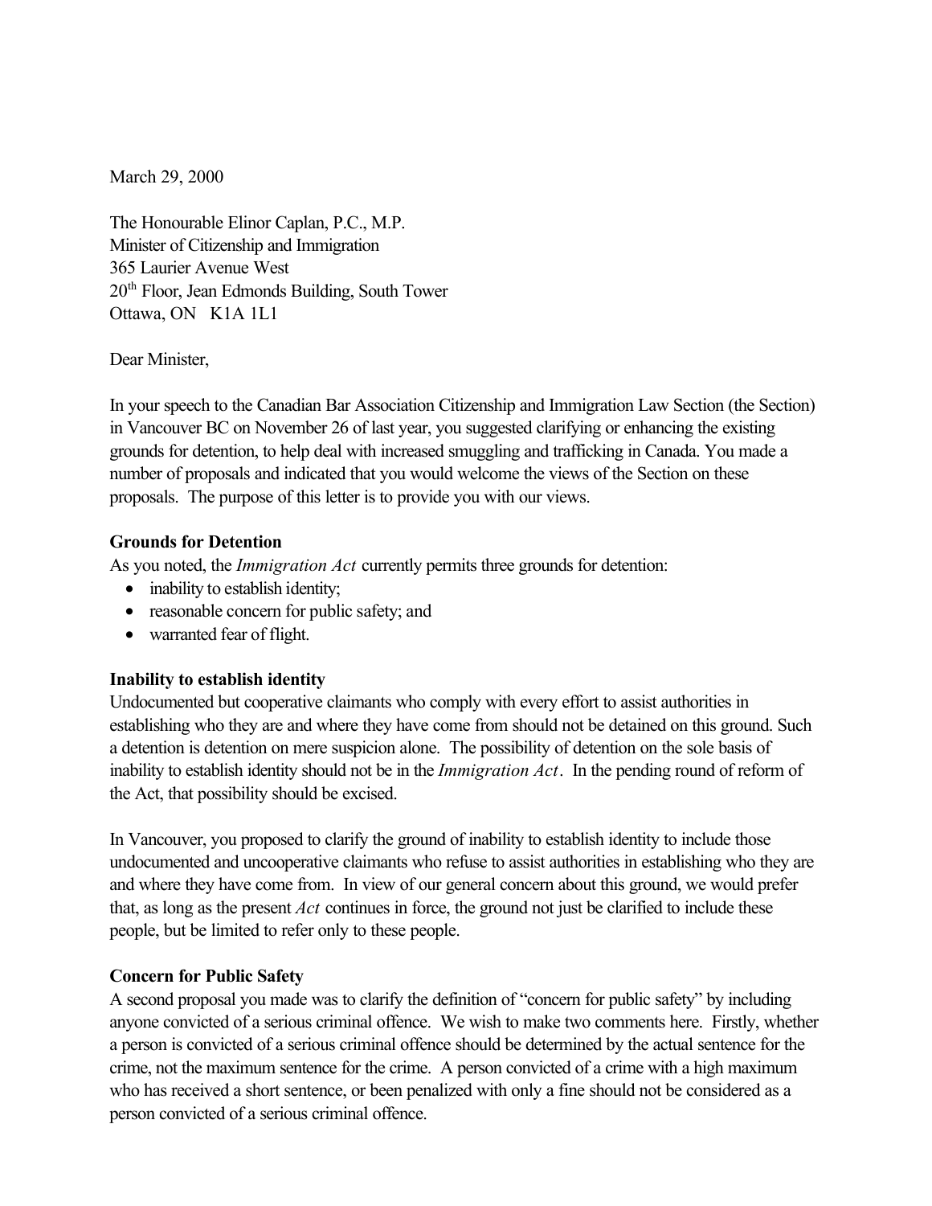March 29, 2000

The Honourable Elinor Caplan, P.C., M.P.
Minister of Citizenship and Immigration
365 Laurier Avenue West
20th Floor, Jean Edmonds Building, South Tower
Ottawa, ON K1A 1L1

Dear Minister,

In your speech to the Canadian Bar Association Citizenship and Immigration Law Section (the Section) in Vancouver BC on November 26 of last year, you suggested clarifying or enhancing the existing grounds for detention, to help deal with increased smuggling and trafficking in Canada. You made a number of proposals and indicated that you would welcome the views of the Section on these proposals. The purpose of this letter is to provide you with our views.

**Grounds for Detention**

As you noted, the *Immigration Act* currently permits three grounds for detention:

- inability to establish identity;
- reasonable concern for public safety; and
- warranted fear of flight.

**Inability to establish identity**

Undocumented but cooperative claimants who comply with every effort to assist authorities in establishing who they are and where they have come from should not be detained on this ground. Such a detention is detention on mere suspicion alone. The possibility of detention on the sole basis of inability to establish identity should not be in the *Immigration Act*. In the pending round of reform of the Act, that possibility should be excised.

In Vancouver, you proposed to clarify the ground of inability to establish identity to include those undocumented and uncooperative claimants who refuse to assist authorities in establishing who they are and where they have come from. In view of our general concern about this ground, we would prefer that, as long as the present *Act* continues in force, the ground not just be clarified to include these people, but be limited to refer only to these people.

**Concern for Public Safety**

A second proposal you made was to clarify the definition of "concern for public safety" by including anyone convicted of a serious criminal offence. We wish to make two comments here. Firstly, whether a person is convicted of a serious criminal offence should be determined by the actual sentence for the crime, not the maximum sentence for the crime. A person convicted of a crime with a high maximum who has received a short sentence, or been penalized with only a fine should not be considered as a person convicted of a serious criminal offence.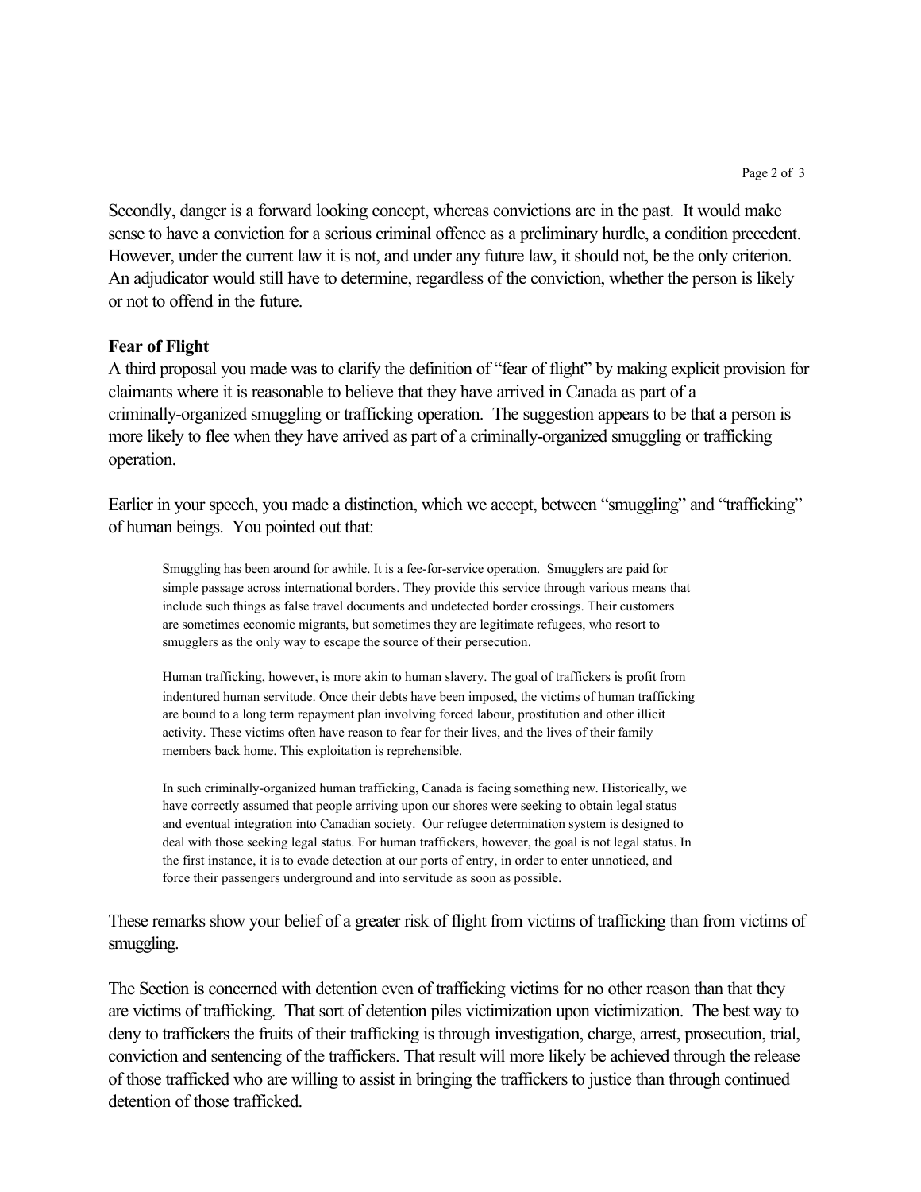Secondly, danger is a forward looking concept, whereas convictions are in the past. It would make sense to have a conviction for a serious criminal offence as a preliminary hurdle, a condition precedent. However, under the current law it is not, and under any future law, it should not, be the only criterion. An adjudicator would still have to determine, regardless of the conviction, whether the person is likely or not to offend in the future.

**Fear of Flight**

A third proposal you made was to clarify the definition of "fear of flight" by making explicit provision for claimants where it is reasonable to believe that they have arrived in Canada as part of a criminally-organized smuggling or trafficking operation. The suggestion appears to be that a person is more likely to flee when they have arrived as part of a criminally-organized smuggling or trafficking operation.

Earlier in your speech, you made a distinction, which we accept, between "smuggling" and "trafficking" of human beings. You pointed out that:

> Smuggling has been around for awhile. It is a fee-for-service operation. Smugglers are paid for simple passage across international borders. They provide this service through various means that include such things as false travel documents and undetected border crossings. Their customers are sometimes economic migrants, but sometimes they are legitimate refugees, who resort to smugglers as the only way to escape the source of their persecution.
>
> Human trafficking, however, is more akin to human slavery. The goal of traffickers is profit from indentured human servitude. Once their debts have been imposed, the victims of human trafficking are bound to a long term repayment plan involving forced labour, prostitution and other illicit activity. These victims often have reason to fear for their lives, and the lives of their family members back home. This exploitation is reprehensible.
>
> In such criminally-organized human trafficking, Canada is facing something new. Historically, we have correctly assumed that people arriving upon our shores were seeking to obtain legal status and eventual integration into Canadian society. Our refugee determination system is designed to deal with those seeking legal status. For human traffickers, however, the goal is not legal status. In the first instance, it is to evade detection at our ports of entry, in order to enter unnoticed, and force their passengers underground and into servitude as soon as possible.

These remarks show your belief of a greater risk of flight from victims of trafficking than from victims of smuggling.

The Section is concerned with detention even of trafficking victims for no other reason than that they are victims of trafficking. That sort of detention piles victimization upon victimization. The best way to deny to traffickers the fruits of their trafficking is through investigation, charge, arrest, prosecution, trial, conviction and sentencing of the traffickers. That result will more likely be achieved through the release of those trafficked who are willing to assist in bringing the traffickers to justice than through continued detention of those trafficked.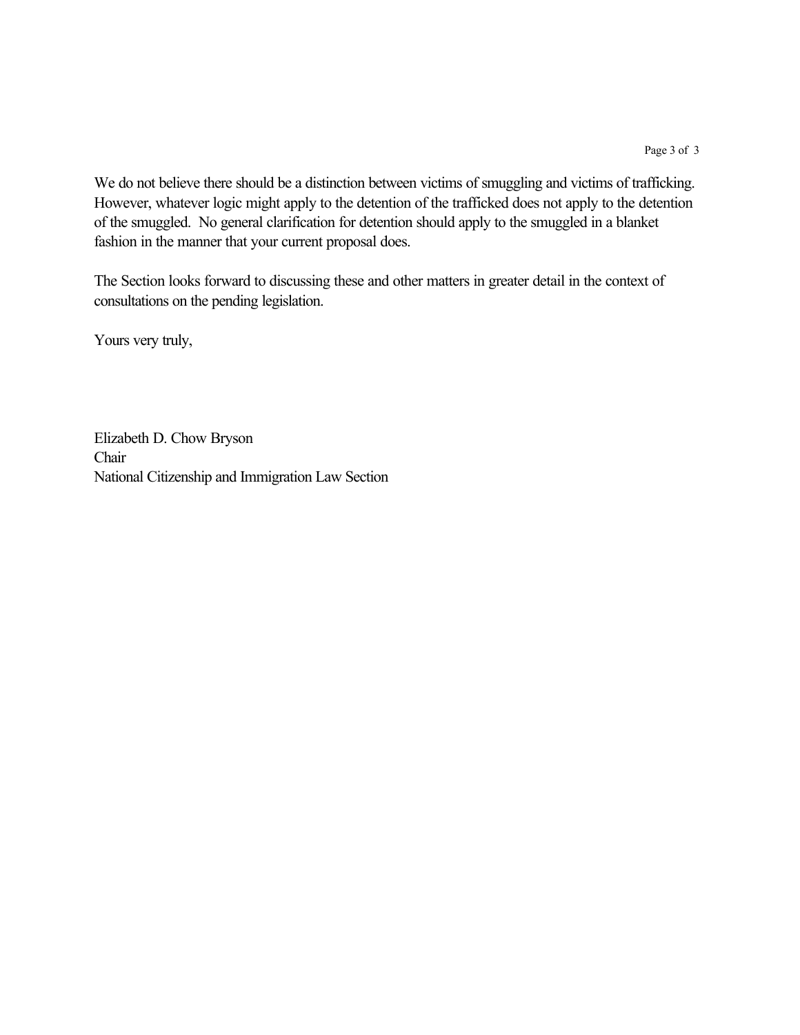We do not believe there should be a distinction between victims of smuggling and victims of trafficking. However, whatever logic might apply to the detention of the trafficked does not apply to the detention of the smuggled. No general clarification for detention should apply to the smuggled in a blanket fashion in the manner that your current proposal does.

The Section looks forward to discussing these and other matters in greater detail in the context of consultations on the pending legislation.

Yours very truly,

Elizabeth D. Chow Bryson
Chair
National Citizenship and Immigration Law Section